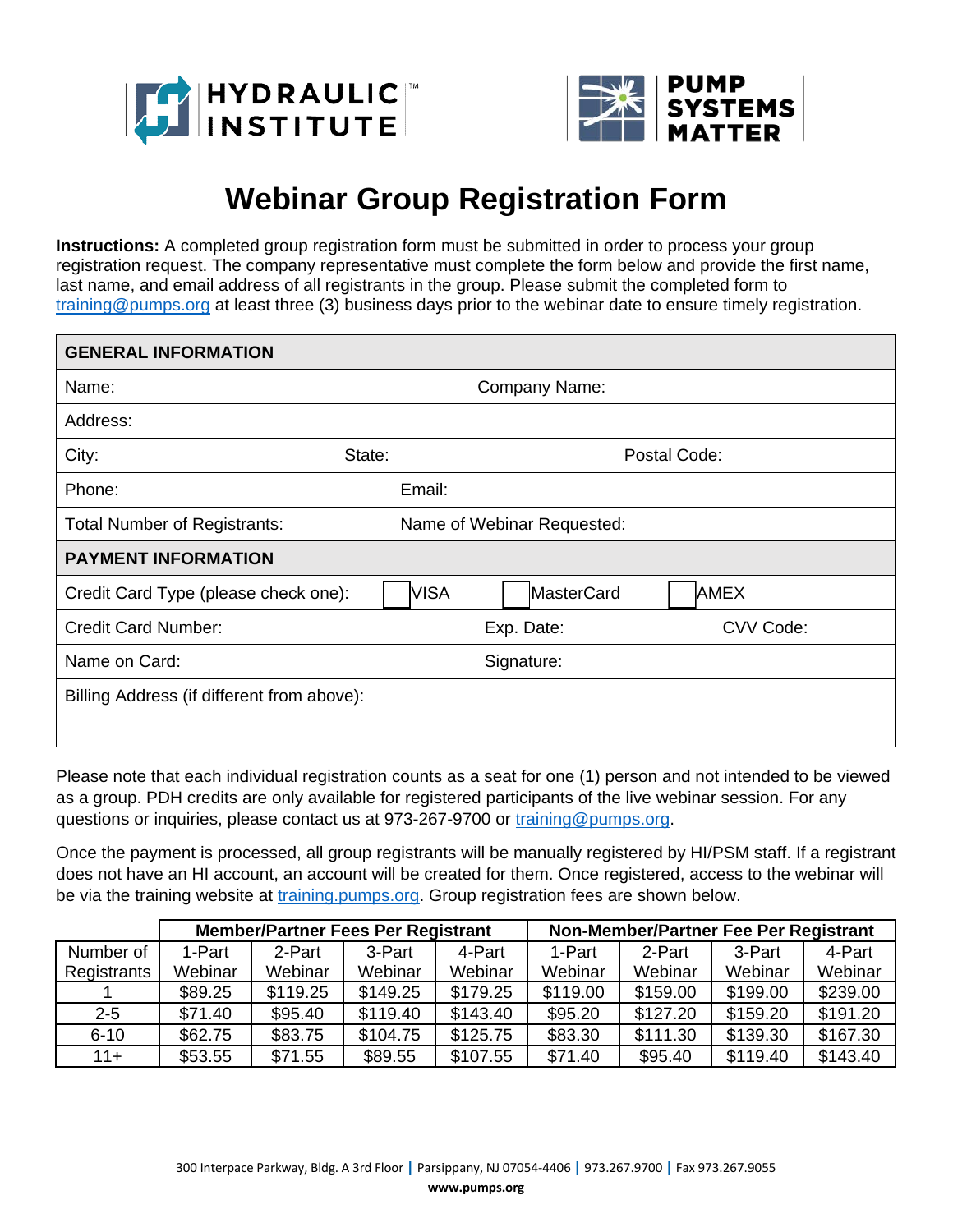HYDRAULIC INSTITUTE™

PUMP SYSTEMS MATTER

# Webinar Group Registration Form

**Instructions:** A completed group registration form must be submitted in order to process your group registration request. The company representative must complete the form below and provide the first name, last name, and email address of all registrants in the group. Please submit the completed form to training@pumps.org at least three (3) business days prior to the webinar date to ensure timely registration.

| **GENERAL INFORMATION** | | |
|---|---|---|
| Name: | Company Name: | |
| Address: | | |
| City: | State: | Postal Code: |
| Phone: | Email: | |
| Total Number of Registrants: | Name of Webinar Requested: | |
| **PAYMENT INFORMATION** | | |
| Credit Card Type (please check one): | ☐ VISA ☐ MasterCard | ☐ AMEX |
| Credit Card Number: | Exp. Date: | CVV Code: |
| Name on Card: | Signature: | |
| Billing Address (if different from above): | | |

Please note that each individual registration counts as a seat for one (1) person and not intended to be viewed as a group. PDH credits are only available for registered participants of the live webinar session. For any questions or inquiries, please contact us at 973-267-9700 or training@pumps.org.

Once the payment is processed, all group registrants will be manually registered by HI/PSM staff. If a registrant does not have an HI account, an account will be created for them. Once registered, access to the webinar will be via the training website at training.pumps.org. Group registration fees are shown below.

| | Member/Partner Fees Per Registrant | | | | Non-Member/Partner Fee Per Registrant | | | |
|---|---|---|---|---|---|---|---|---|
| Number of Registrants | 1-Part Webinar | 2-Part Webinar | 3-Part Webinar | 4-Part Webinar | 1-Part Webinar | 2-Part Webinar | 3-Part Webinar | 4-Part Webinar |
| 1 | $89.25 | $119.25 | $149.25 | $179.25 | $119.00 | $159.00 | $199.00 | $239.00 |
| 2-5 | $71.40 | $95.40 | $119.40 | $143.40 | $95.20 | $127.20 | $159.20 | $191.20 |
| 6-10 | $62.75 | $83.75 | $104.75 | $125.75 | $83.30 | $111.30 | $139.30 | $167.30 |
| 11+ | $53.55 | $71.55 | $89.55 | $107.55 | $71.40 | $95.40 | $119.40 | $143.40 |

300 Interpace Parkway, Bldg. A 3rd Floor | Parsippany, NJ 07054-4406 | 973.267.9700 | Fax 973.267.9055

**www.pumps.org**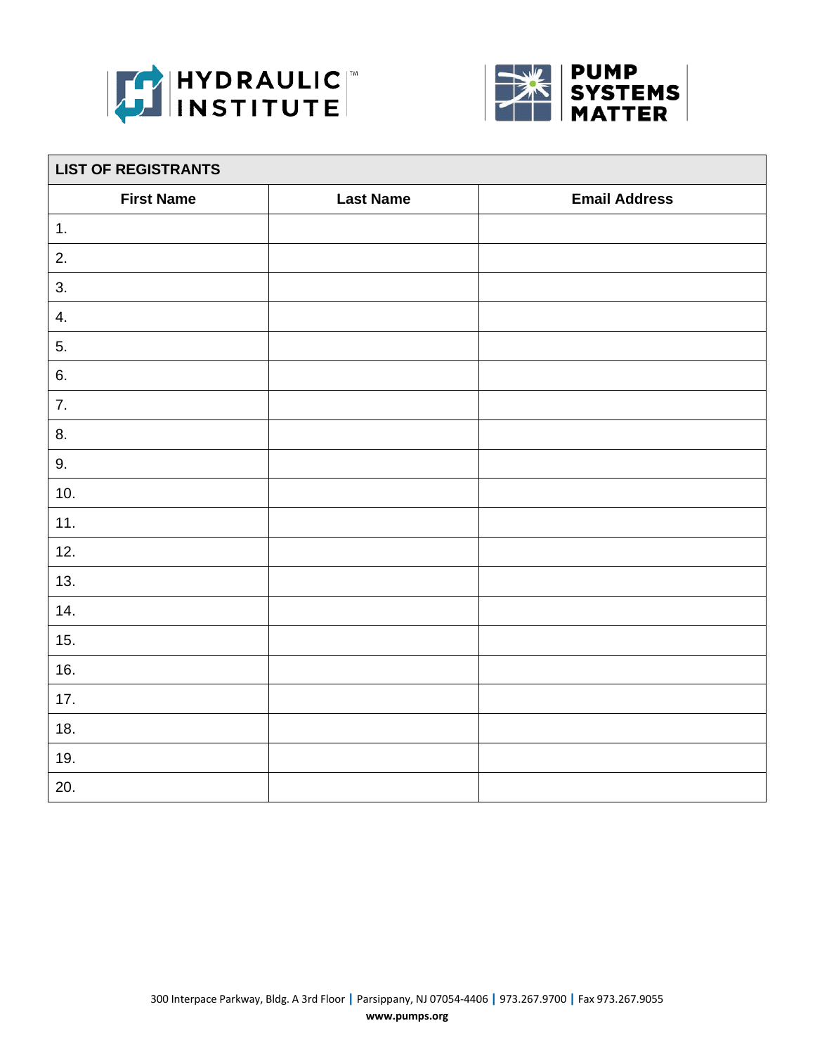HYDRAULIC INSTITUTE

PUMP SYSTEMS MATTER

| LIST OF REGISTRANTS | | |
|---|---|---|
| **First Name** | **Last Name** | **Email Address** |
| 1. | | |
| 2. | | |
| 3. | | |
| 4. | | |
| 5. | | |
| 6. | | |
| 7. | | |
| 8. | | |
| 9. | | |
| 10. | | |
| 11. | | |
| 12. | | |
| 13. | | |
| 14. | | |
| 15. | | |
| 16. | | |
| 17. | | |
| 18. | | |
| 19. | | |
| 20. | | |

300 Interpace Parkway, Bldg. A 3rd Floor | Parsippany, NJ 07054-4406 | 973.267.9700 | Fax 973.267.9055

**www.pumps.org**